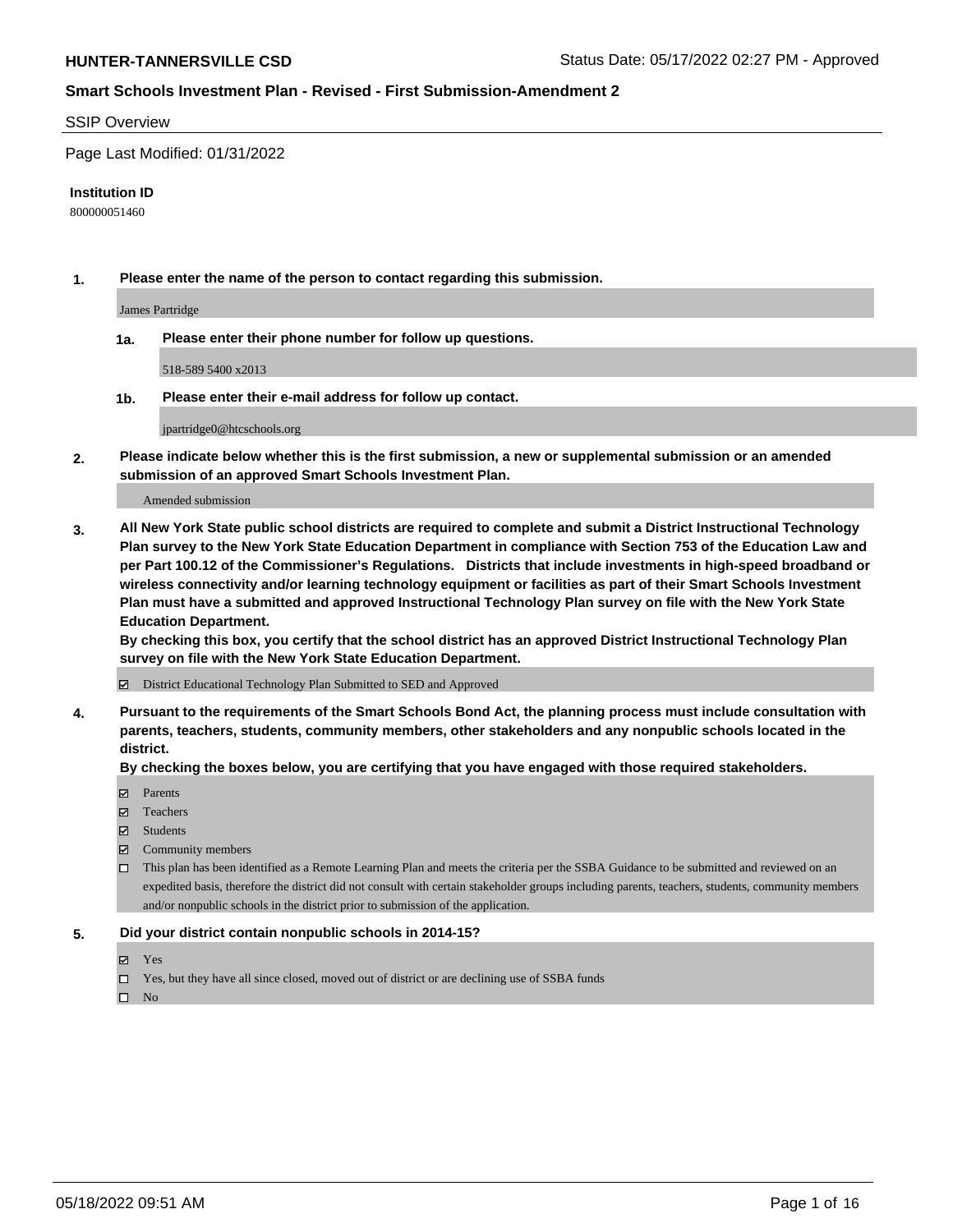**HUNTER-TANNERSVILLE CSD**

Status Date: 05/17/2022 02:27 PM - Approved

## Smart Schools Investment Plan - Revised - First Submission-Amendment 2

SSIP Overview

Page Last Modified: 01/31/2022

**Institution ID**

800000051460

**1. Please enter the name of the person to contact regarding this submission.**

James Partridge

**1a. Please enter their phone number for follow up questions.**

518-589 5400 x2013

**1b. Please enter their e-mail address for follow up contact.**

jpartridge0@htcschools.org

**2. Please indicate below whether this is the first submission, a new or supplemental submission or an amended submission of an approved Smart Schools Investment Plan.**

Amended submission

**3. All New York State public school districts are required to complete and submit a District Instructional Technology Plan survey to the New York State Education Department in compliance with Section 753 of the Education Law and per Part 100.12 of the Commissioner's Regulations. Districts that include investments in high-speed broadband or wireless connectivity and/or learning technology equipment or facilities as part of their Smart Schools Investment Plan must have a submitted and approved Instructional Technology Plan survey on file with the New York State Education Department.**
**By checking this box, you certify that the school district has an approved District Instructional Technology Plan survey on file with the New York State Education Department.**

- [x] District Educational Technology Plan Submitted to SED and Approved

**4. Pursuant to the requirements of the Smart Schools Bond Act, the planning process must include consultation with parents, teachers, students, community members, other stakeholders and any nonpublic schools located in the district.**
**By checking the boxes below, you are certifying that you have engaged with those required stakeholders.**

- [x] Parents
- [x] Teachers
- [x] Students
- [x] Community members
- [ ] This plan has been identified as a Remote Learning Plan and meets the criteria per the SSBA Guidance to be submitted and reviewed on an expedited basis, therefore the district did not consult with certain stakeholder groups including parents, teachers, students, community members and/or nonpublic schools in the district prior to submission of the application.

**5. Did your district contain nonpublic schools in 2014-15?**

- [x] Yes
- [ ] Yes, but they have all since closed, moved out of district or are declining use of SSBA funds
- [ ] No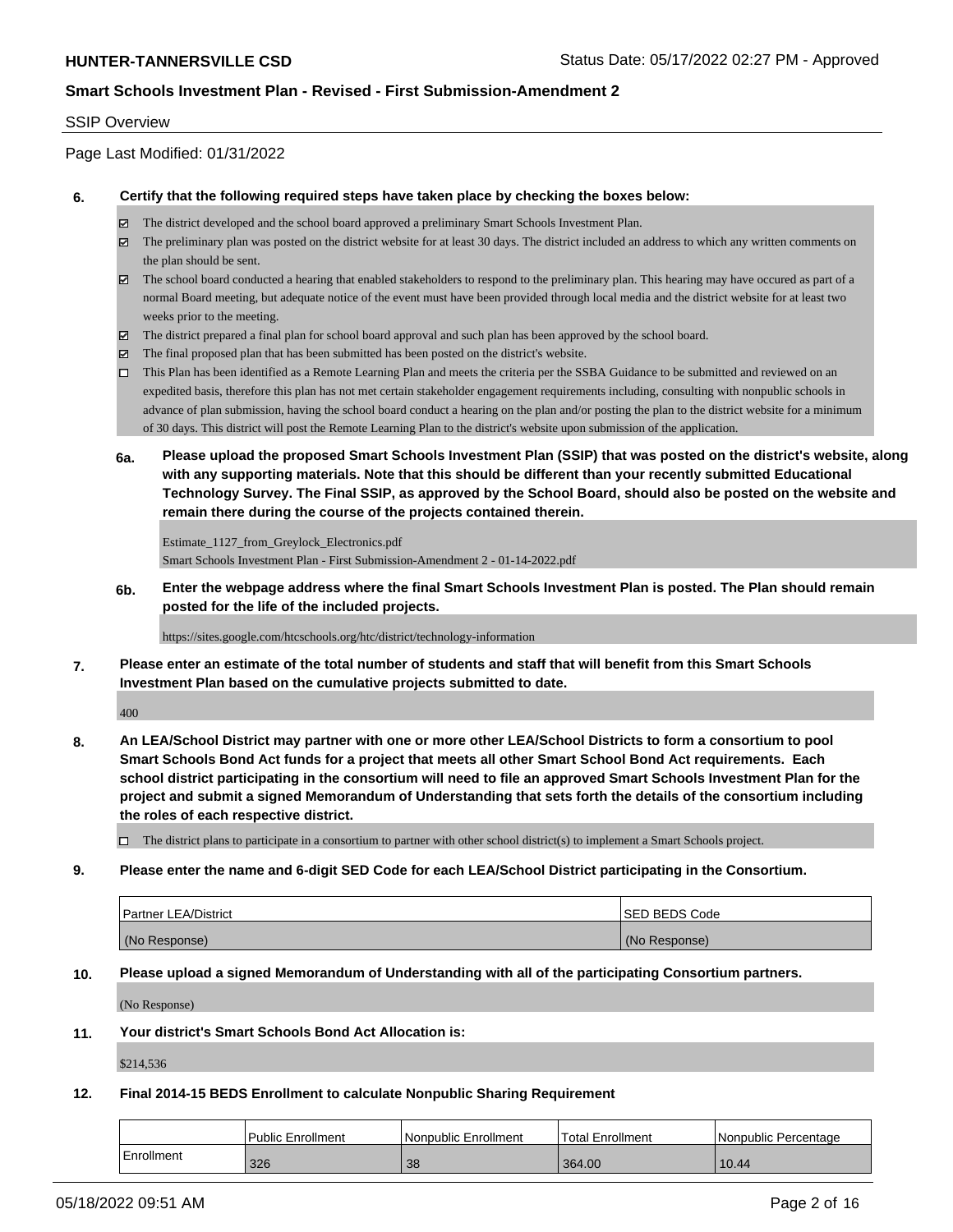SSIP Overview

Page Last Modified: 01/31/2022

**6. Certify that the following required steps have taken place by checking the boxes below:**

- ☑ The district developed and the school board approved a preliminary Smart Schools Investment Plan.
- ☑ The preliminary plan was posted on the district website for at least 30 days. The district included an address to which any written comments on the plan should be sent.
- ☑ The school board conducted a hearing that enabled stakeholders to respond to the preliminary plan. This hearing may have occured as part of a normal Board meeting, but adequate notice of the event must have been provided through local media and the district website for at least two weeks prior to the meeting.
- ☑ The district prepared a final plan for school board approval and such plan has been approved by the school board.
- ☑ The final proposed plan that has been submitted has been posted on the district's website.
- ☐ This Plan has been identified as a Remote Learning Plan and meets the criteria per the SSBA Guidance to be submitted and reviewed on an expedited basis, therefore this plan has not met certain stakeholder engagement requirements including, consulting with nonpublic schools in advance of plan submission, having the school board conduct a hearing on the plan and/or posting the plan to the district website for a minimum of 30 days. This district will post the Remote Learning Plan to the district's website upon submission of the application.

**6a. Please upload the proposed Smart Schools Investment Plan (SSIP) that was posted on the district's website, along with any supporting materials. Note that this should be different than your recently submitted Educational Technology Survey. The Final SSIP, as approved by the School Board, should also be posted on the website and remain there during the course of the projects contained therein.**

Estimate_1127_from_Greylock_Electronics.pdf
Smart Schools Investment Plan - First Submission-Amendment 2 - 01-14-2022.pdf

**6b. Enter the webpage address where the final Smart Schools Investment Plan is posted. The Plan should remain posted for the life of the included projects.**

https://sites.google.com/htcschools.org/htc/district/technology-information

**7. Please enter an estimate of the total number of students and staff that will benefit from this Smart Schools Investment Plan based on the cumulative projects submitted to date.**

400

**8. An LEA/School District may partner with one or more other LEA/School Districts to form a consortium to pool Smart Schools Bond Act funds for a project that meets all other Smart School Bond Act requirements. Each school district participating in the consortium will need to file an approved Smart Schools Investment Plan for the project and submit a signed Memorandum of Understanding that sets forth the details of the consortium including the roles of each respective district.**

- ☐ The district plans to participate in a consortium to partner with other school district(s) to implement a Smart Schools project.

**9. Please enter the name and 6-digit SED Code for each LEA/School District participating in the Consortium.**

| Partner LEA/District | SED BEDS Code |
|---|---|
| (No Response) | (No Response) |

**10. Please upload a signed Memorandum of Understanding with all of the participating Consortium partners.**

(No Response)

**11. Your district's Smart Schools Bond Act Allocation is:**

$214,536

**12. Final 2014-15 BEDS Enrollment to calculate Nonpublic Sharing Requirement**

| | Public Enrollment | Nonpublic Enrollment | Total Enrollment | Nonpublic Percentage |
|---|---|---|---|---|
| Enrollment | 326 | 38 | 364.00 | 10.44 |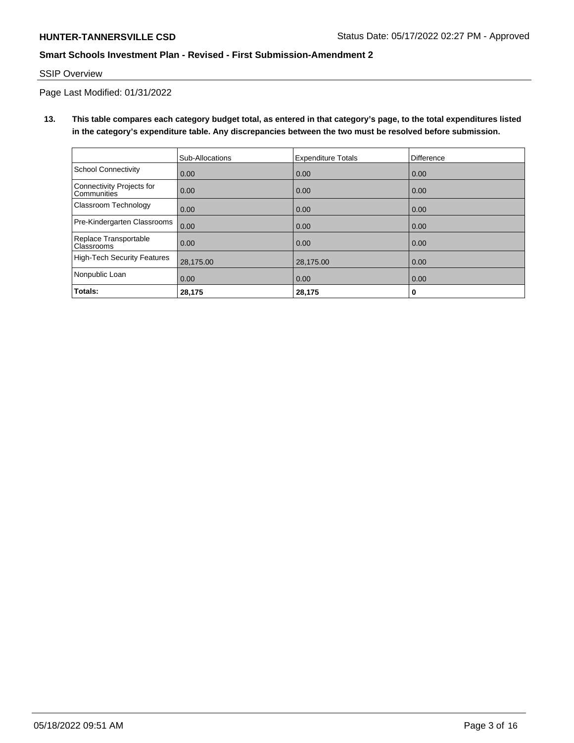SSIP Overview

Page Last Modified: 01/31/2022

**13. This table compares each category budget total, as entered in that category's page, to the total expenditures listed in the category's expenditure table. Any discrepancies between the two must be resolved before submission.**

| | Sub-Allocations | Expenditure Totals | Difference |
|---|---|---|---|
| School Connectivity | 0.00 | 0.00 | 0.00 |
| Connectivity Projects for Communities | 0.00 | 0.00 | 0.00 |
| Classroom Technology | 0.00 | 0.00 | 0.00 |
| Pre-Kindergarten Classrooms | 0.00 | 0.00 | 0.00 |
| Replace Transportable Classrooms | 0.00 | 0.00 | 0.00 |
| High-Tech Security Features | 28,175.00 | 28,175.00 | 0.00 |
| Nonpublic Loan | 0.00 | 0.00 | 0.00 |
| **Totals:** | **28,175** | **28,175** | **0** |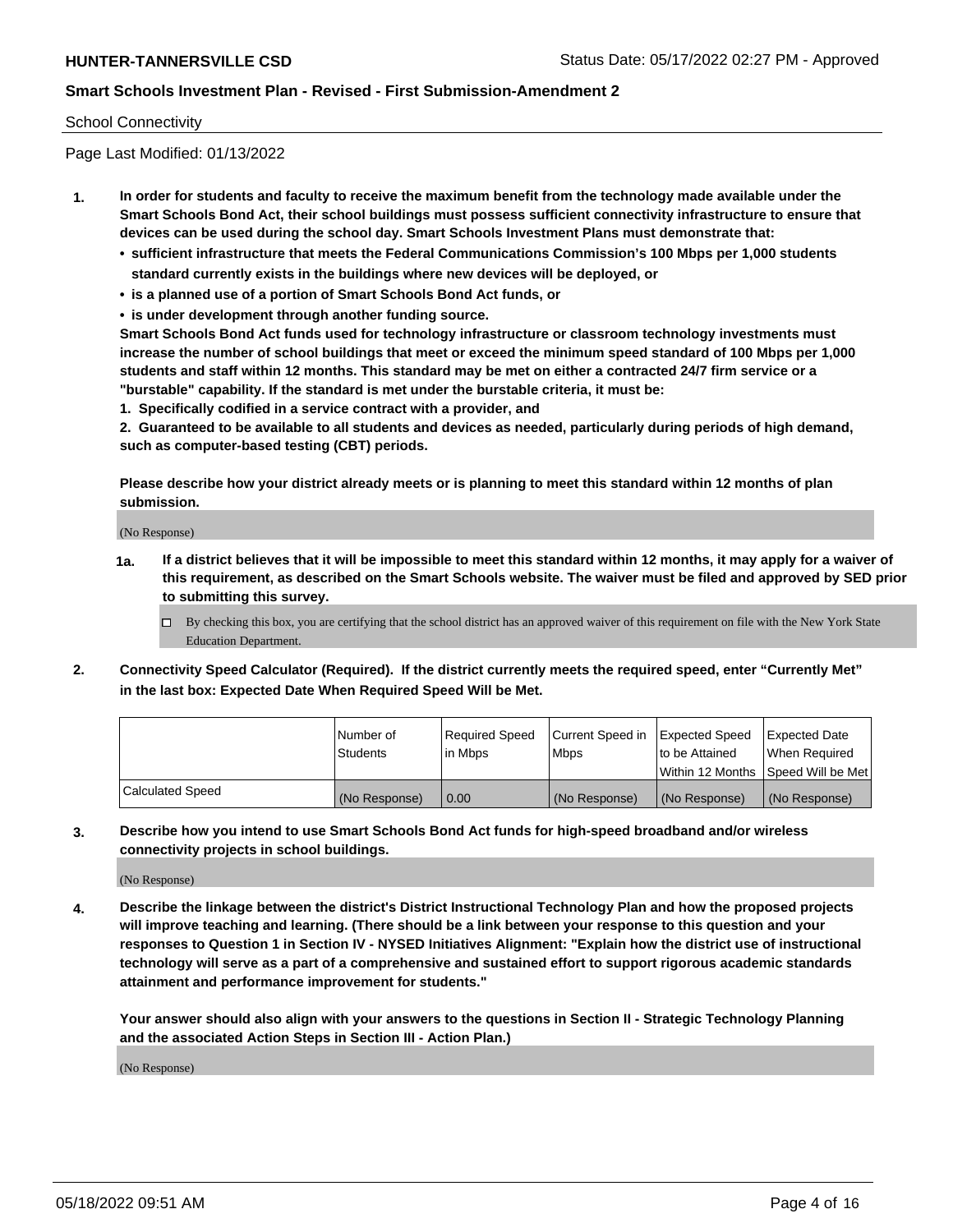School Connectivity

Page Last Modified: 01/13/2022

1. **In order for students and faculty to receive the maximum benefit from the technology made available under the Smart Schools Bond Act, their school buildings must possess sufficient connectivity infrastructure to ensure that devices can be used during the school day. Smart Schools Investment Plans must demonstrate that:**
   - **sufficient infrastructure that meets the Federal Communications Commission's 100 Mbps per 1,000 students standard currently exists in the buildings where new devices will be deployed, or**
   - **is a planned use of a portion of Smart Schools Bond Act funds, or**
   - **is under development through another funding source.**

   **Smart Schools Bond Act funds used for technology infrastructure or classroom technology investments must increase the number of school buildings that meet or exceed the minimum speed standard of 100 Mbps per 1,000 students and staff within 12 months. This standard may be met on either a contracted 24/7 firm service or a "burstable" capability. If the standard is met under the burstable criteria, it must be:**

   **1. Specifically codified in a service contract with a provider, and**

   **2. Guaranteed to be available to all students and devices as needed, particularly during periods of high demand, such as computer-based testing (CBT) periods.**

   **Please describe how your district already meets or is planning to meet this standard within 12 months of plan submission.**

   (No Response)

   **1a. If a district believes that it will be impossible to meet this standard within 12 months, it may apply for a waiver of this requirement, as described on the Smart Schools website. The waiver must be filed and approved by SED prior to submitting this survey.**

   - [ ] By checking this box, you are certifying that the school district has an approved waiver of this requirement on file with the New York State Education Department.

2. **Connectivity Speed Calculator (Required). If the district currently meets the required speed, enter "Currently Met" in the last box: Expected Date When Required Speed Will be Met.**

| | Number of Students | Required Speed in Mbps | Current Speed in Mbps | Expected Speed to be Attained Within 12 Months | Expected Date When Required Speed Will be Met |
|---|---|---|---|---|---|
| Calculated Speed | (No Response) | 0.00 | (No Response) | (No Response) | (No Response) |

3. **Describe how you intend to use Smart Schools Bond Act funds for high-speed broadband and/or wireless connectivity projects in school buildings.**

   (No Response)

4. **Describe the linkage between the district's District Instructional Technology Plan and how the proposed projects will improve teaching and learning. (There should be a link between your response to this question and your responses to Question 1 in Section IV - NYSED Initiatives Alignment: "Explain how the district use of instructional technology will serve as a part of a comprehensive and sustained effort to support rigorous academic standards attainment and performance improvement for students."**

   **Your answer should also align with your answers to the questions in Section II - Strategic Technology Planning and the associated Action Steps in Section III - Action Plan.)**

   (No Response)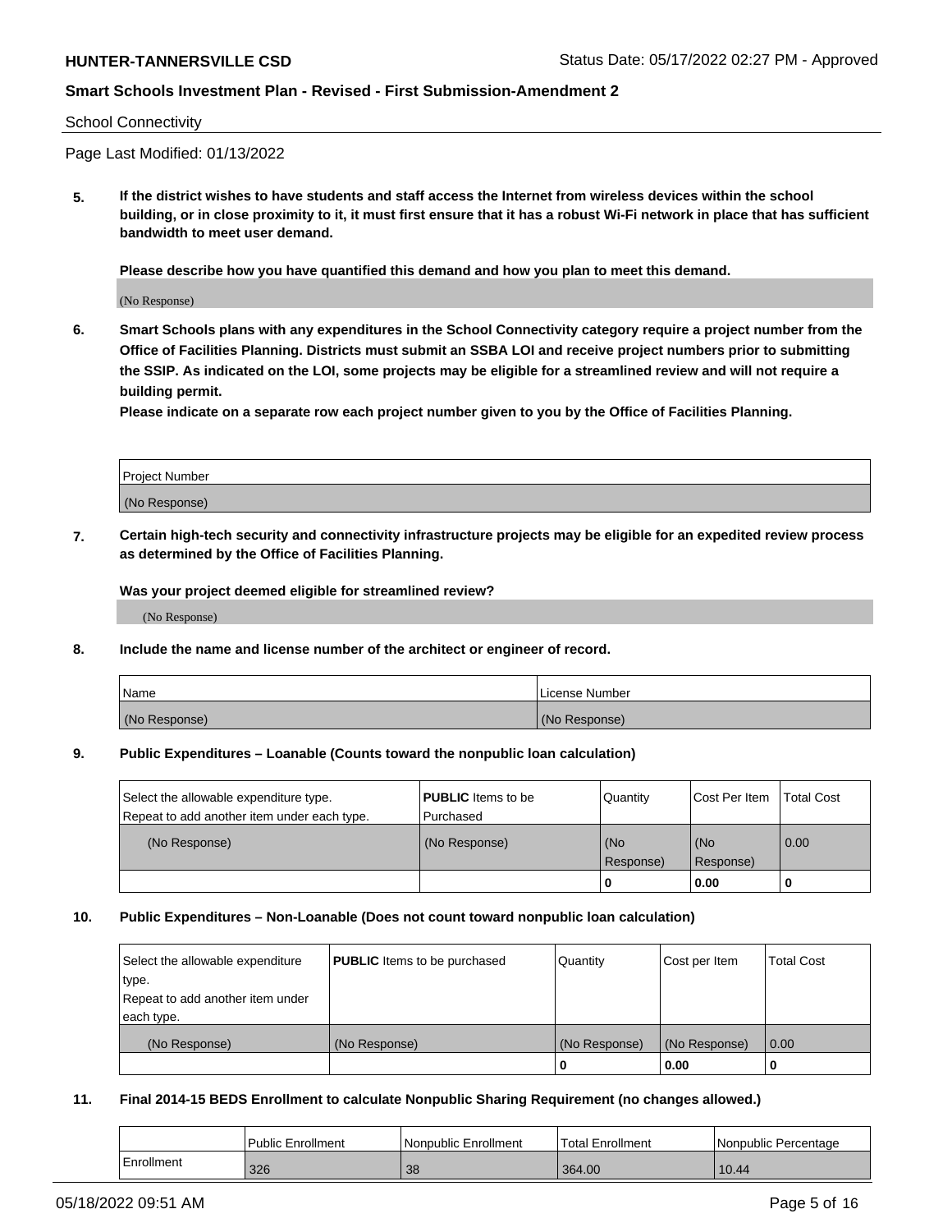School Connectivity

Page Last Modified: 01/13/2022

**5. If the district wishes to have students and staff access the Internet from wireless devices within the school building, or in close proximity to it, it must first ensure that it has a robust Wi-Fi network in place that has sufficient bandwidth to meet user demand.**

**Please describe how you have quantified this demand and how you plan to meet this demand.**

(No Response)

**6. Smart Schools plans with any expenditures in the School Connectivity category require a project number from the Office of Facilities Planning. Districts must submit an SSBA LOI and receive project numbers prior to submitting the SSIP. As indicated on the LOI, some projects may be eligible for a streamlined review and will not require a building permit.**
**Please indicate on a separate row each project number given to you by the Office of Facilities Planning.**

| Project Number |
| --- |
| (No Response) |

**7. Certain high-tech security and connectivity infrastructure projects may be eligible for an expedited review process as determined by the Office of Facilities Planning.**

**Was your project deemed eligible for streamlined review?**

(No Response)

**8. Include the name and license number of the architect or engineer of record.**

| Name | License Number |
| --- | --- |
| (No Response) | (No Response) |

**9. Public Expenditures – Loanable (Counts toward the nonpublic loan calculation)**

| Select the allowable expenditure type. Repeat to add another item under each type. | **PUBLIC** Items to be Purchased | Quantity | Cost Per Item | Total Cost |
| --- | --- | --- | --- | --- |
| (No Response) | (No Response) | (No Response) | (No Response) | 0.00 |
| | | **0** | **0.00** | **0** |

**10. Public Expenditures – Non-Loanable (Does not count toward nonpublic loan calculation)**

| Select the allowable expenditure type. Repeat to add another item under each type. | **PUBLIC** Items to be purchased | Quantity | Cost per Item | Total Cost |
| --- | --- | --- | --- | --- |
| (No Response) | (No Response) | (No Response) | (No Response) | 0.00 |
| | | **0** | **0.00** | **0** |

**11. Final 2014-15 BEDS Enrollment to calculate Nonpublic Sharing Requirement (no changes allowed.)**

| | Public Enrollment | Nonpublic Enrollment | Total Enrollment | Nonpublic Percentage |
| --- | --- | --- | --- | --- |
| Enrollment | 326 | 38 | 364.00 | 10.44 |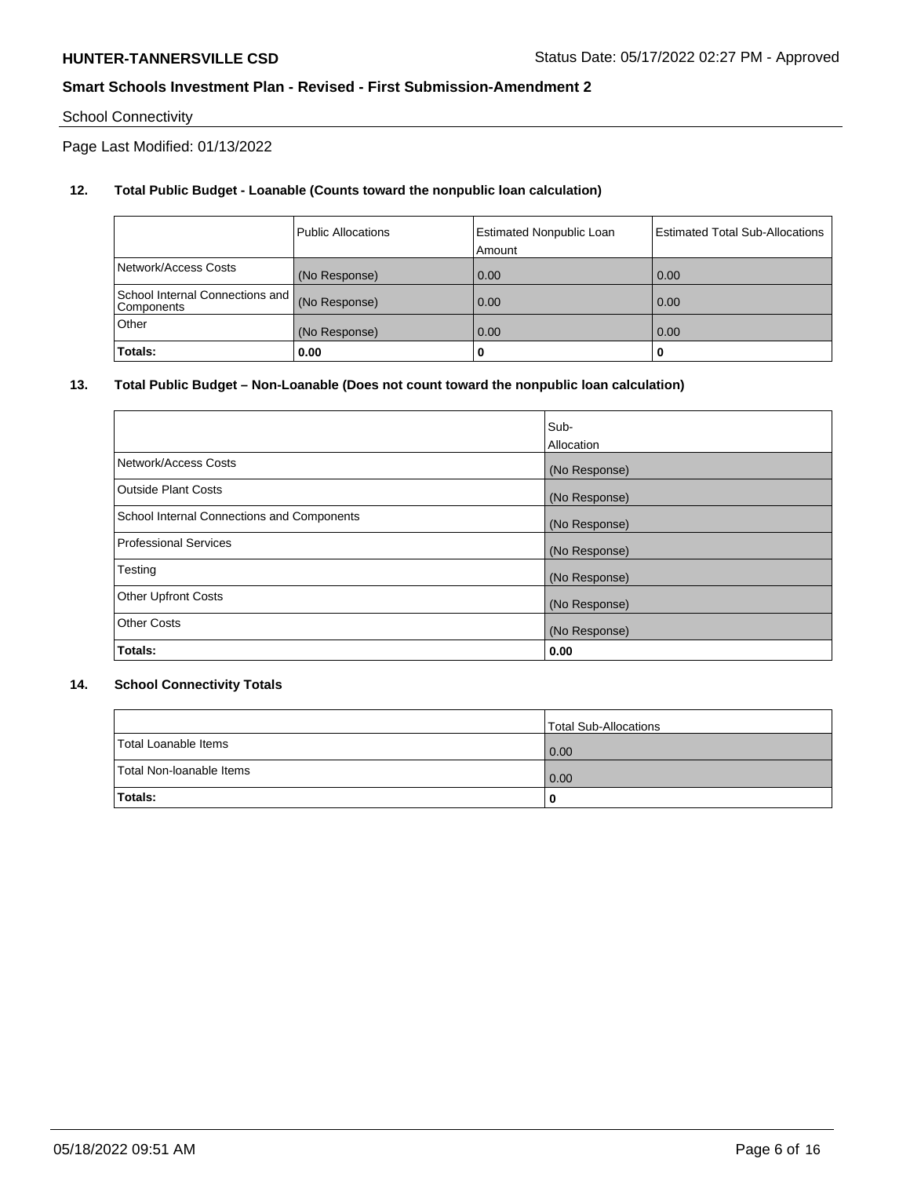School Connectivity

Page Last Modified: 01/13/2022

**12. Total Public Budget - Loanable (Counts toward the nonpublic loan calculation)**

| | Public Allocations | Estimated Nonpublic Loan Amount | Estimated Total Sub-Allocations |
|---|---|---|---|
| Network/Access Costs | (No Response) | 0.00 | 0.00 |
| School Internal Connections and Components | (No Response) | 0.00 | 0.00 |
| Other | (No Response) | 0.00 | 0.00 |
| **Totals:** | **0.00** | **0** | **0** |

**13. Total Public Budget – Non-Loanable (Does not count toward the nonpublic loan calculation)**

| | Sub-Allocation |
|---|---|
| Network/Access Costs | (No Response) |
| Outside Plant Costs | (No Response) |
| School Internal Connections and Components | (No Response) |
| Professional Services | (No Response) |
| Testing | (No Response) |
| Other Upfront Costs | (No Response) |
| Other Costs | (No Response) |
| **Totals:** | **0.00** |

**14. School Connectivity Totals**

| | Total Sub-Allocations |
|---|---|
| Total Loanable Items | 0.00 |
| Total Non-loanable Items | 0.00 |
| **Totals:** | **0** |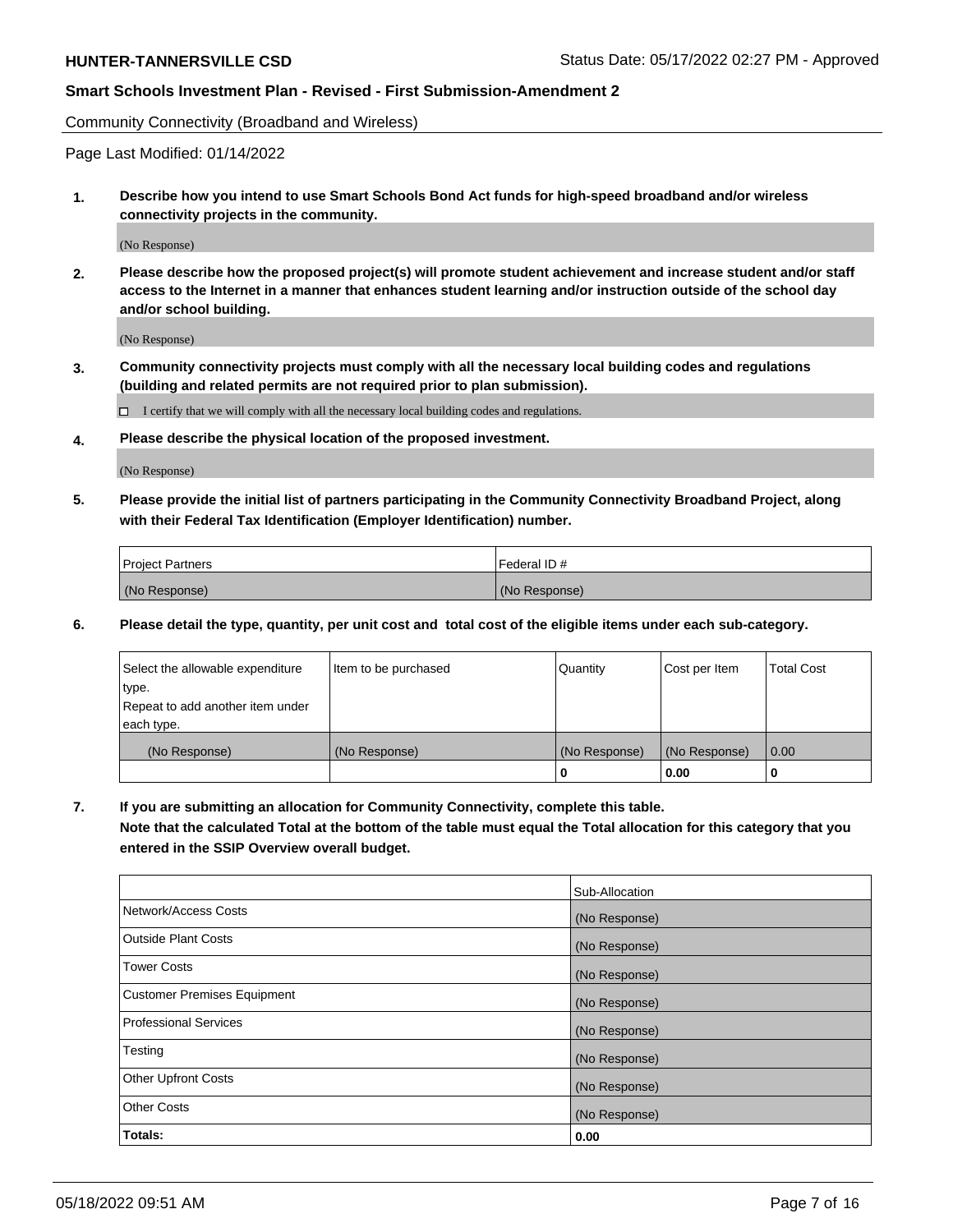Community Connectivity (Broadband and Wireless)

Page Last Modified: 01/14/2022

**1. Describe how you intend to use Smart Schools Bond Act funds for high-speed broadband and/or wireless connectivity projects in the community.**

(No Response)

**2. Please describe how the proposed project(s) will promote student achievement and increase student and/or staff access to the Internet in a manner that enhances student learning and/or instruction outside of the school day and/or school building.**

(No Response)

**3. Community connectivity projects must comply with all the necessary local building codes and regulations (building and related permits are not required prior to plan submission).**

☐ I certify that we will comply with all the necessary local building codes and regulations.

**4. Please describe the physical location of the proposed investment.**

(No Response)

**5. Please provide the initial list of partners participating in the Community Connectivity Broadband Project, along with their Federal Tax Identification (Employer Identification) number.**

| Project Partners | Federal ID # |
|---|---|
| (No Response) | (No Response) |

**6. Please detail the type, quantity, per unit cost and total cost of the eligible items under each sub-category.**

| Select the allowable expenditure type. Repeat to add another item under each type. | Item to be purchased | Quantity | Cost per Item | Total Cost |
|---|---|---|---|---|
| (No Response) | (No Response) | (No Response) | (No Response) | 0.00 |
| | | **0** | **0.00** | **0** |

**7. If you are submitting an allocation for Community Connectivity, complete this table. Note that the calculated Total at the bottom of the table must equal the Total allocation for this category that you entered in the SSIP Overview overall budget.**

| | Sub-Allocation |
|---|---|
| Network/Access Costs | (No Response) |
| Outside Plant Costs | (No Response) |
| Tower Costs | (No Response) |
| Customer Premises Equipment | (No Response) |
| Professional Services | (No Response) |
| Testing | (No Response) |
| Other Upfront Costs | (No Response) |
| Other Costs | (No Response) |
| **Totals:** | **0.00** |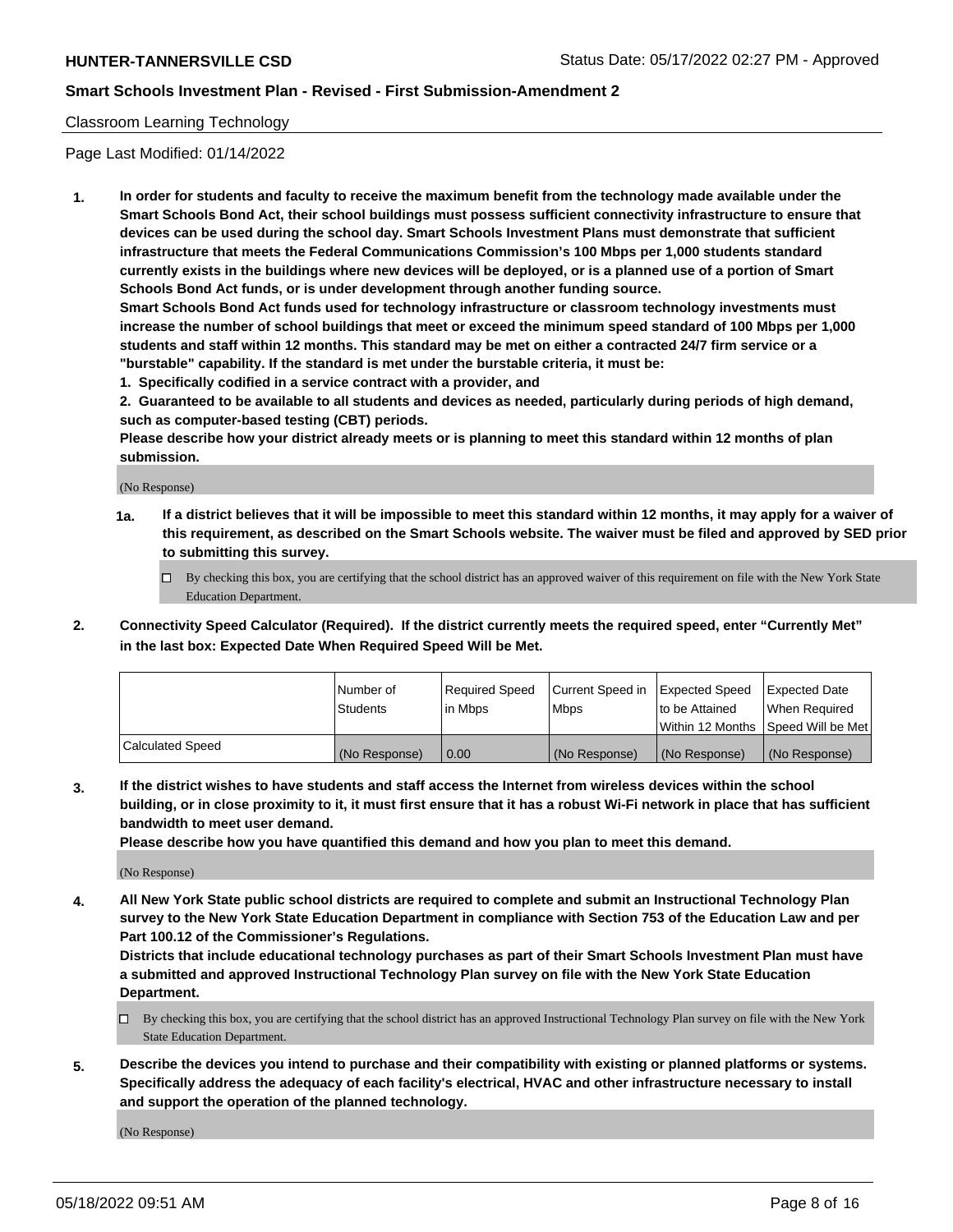Classroom Learning Technology

Page Last Modified: 01/14/2022

**1. In order for students and faculty to receive the maximum benefit from the technology made available under the Smart Schools Bond Act, their school buildings must possess sufficient connectivity infrastructure to ensure that devices can be used during the school day. Smart Schools Investment Plans must demonstrate that sufficient infrastructure that meets the Federal Communications Commission's 100 Mbps per 1,000 students standard currently exists in the buildings where new devices will be deployed, or is a planned use of a portion of Smart Schools Bond Act funds, or is under development through another funding source.**

**Smart Schools Bond Act funds used for technology infrastructure or classroom technology investments must increase the number of school buildings that meet or exceed the minimum speed standard of 100 Mbps per 1,000 students and staff within 12 months. This standard may be met on either a contracted 24/7 firm service or a "burstable" capability. If the standard is met under the burstable criteria, it must be:**

**1. Specifically codified in a service contract with a provider, and**

**2. Guaranteed to be available to all students and devices as needed, particularly during periods of high demand, such as computer-based testing (CBT) periods.**

**Please describe how your district already meets or is planning to meet this standard within 12 months of plan submission.**

(No Response)

**1a. If a district believes that it will be impossible to meet this standard within 12 months, it may apply for a waiver of this requirement, as described on the Smart Schools website. The waiver must be filed and approved by SED prior to submitting this survey.**

☐ By checking this box, you are certifying that the school district has an approved waiver of this requirement on file with the New York State Education Department.

**2. Connectivity Speed Calculator (Required). If the district currently meets the required speed, enter "Currently Met" in the last box: Expected Date When Required Speed Will be Met.**

| | Number of Students | Required Speed in Mbps | Current Speed in Mbps | Expected Speed to be Attained Within 12 Months | Expected Date When Required Speed Will be Met |
|---|---|---|---|---|---|
| Calculated Speed | (No Response) | 0.00 | (No Response) | (No Response) | (No Response) |

**3. If the district wishes to have students and staff access the Internet from wireless devices within the school building, or in close proximity to it, it must first ensure that it has a robust Wi-Fi network in place that has sufficient bandwidth to meet user demand.**

**Please describe how you have quantified this demand and how you plan to meet this demand.**

(No Response)

**4. All New York State public school districts are required to complete and submit an Instructional Technology Plan survey to the New York State Education Department in compliance with Section 753 of the Education Law and per Part 100.12 of the Commissioner's Regulations.**

**Districts that include educational technology purchases as part of their Smart Schools Investment Plan must have a submitted and approved Instructional Technology Plan survey on file with the New York State Education Department.**

☐ By checking this box, you are certifying that the school district has an approved Instructional Technology Plan survey on file with the New York State Education Department.

**5. Describe the devices you intend to purchase and their compatibility with existing or planned platforms or systems. Specifically address the adequacy of each facility's electrical, HVAC and other infrastructure necessary to install and support the operation of the planned technology.**

(No Response)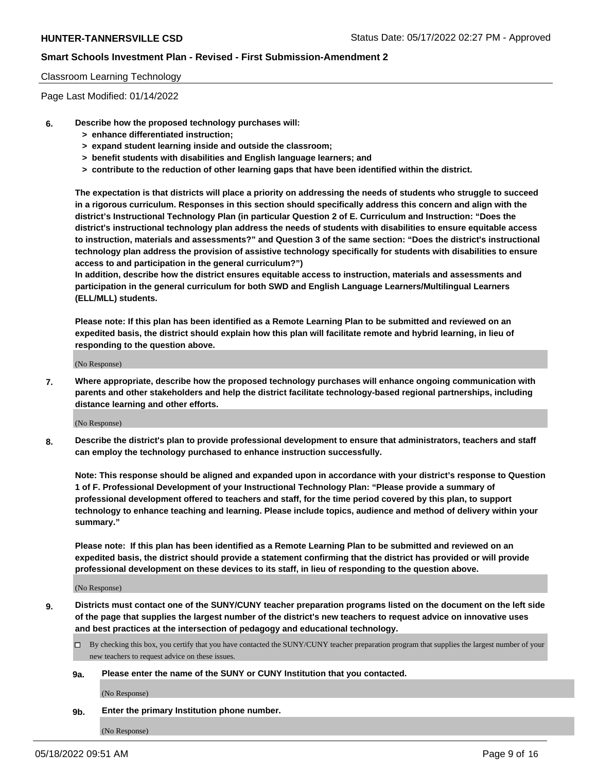Classroom Learning Technology

Page Last Modified: 01/14/2022

**6. Describe how the proposed technology purchases will:**
- **> enhance differentiated instruction;**
- **> expand student learning inside and outside the classroom;**
- **> benefit students with disabilities and English language learners; and**
- **> contribute to the reduction of other learning gaps that have been identified within the district.**

**The expectation is that districts will place a priority on addressing the needs of students who struggle to succeed in a rigorous curriculum. Responses in this section should specifically address this concern and align with the district's Instructional Technology Plan (in particular Question 2 of E. Curriculum and Instruction: "Does the district's instructional technology plan address the needs of students with disabilities to ensure equitable access to instruction, materials and assessments?" and Question 3 of the same section: "Does the district's instructional technology plan address the provision of assistive technology specifically for students with disabilities to ensure access to and participation in the general curriculum?")**

**In addition, describe how the district ensures equitable access to instruction, materials and assessments and participation in the general curriculum for both SWD and English Language Learners/Multilingual Learners (ELL/MLL) students.**

**Please note: If this plan has been identified as a Remote Learning Plan to be submitted and reviewed on an expedited basis, the district should explain how this plan will facilitate remote and hybrid learning, in lieu of responding to the question above.**

(No Response)

**7. Where appropriate, describe how the proposed technology purchases will enhance ongoing communication with parents and other stakeholders and help the district facilitate technology-based regional partnerships, including distance learning and other efforts.**

(No Response)

**8. Describe the district's plan to provide professional development to ensure that administrators, teachers and staff can employ the technology purchased to enhance instruction successfully.**

**Note: This response should be aligned and expanded upon in accordance with your district's response to Question 1 of F. Professional Development of your Instructional Technology Plan: "Please provide a summary of professional development offered to teachers and staff, for the time period covered by this plan, to support technology to enhance teaching and learning. Please include topics, audience and method of delivery within your summary."**

**Please note: If this plan has been identified as a Remote Learning Plan to be submitted and reviewed on an expedited basis, the district should provide a statement confirming that the district has provided or will provide professional development on these devices to its staff, in lieu of responding to the question above.**

(No Response)

**9. Districts must contact one of the SUNY/CUNY teacher preparation programs listed on the document on the left side of the page that supplies the largest number of the district's new teachers to request advice on innovative uses and best practices at the intersection of pedagogy and educational technology.**

☐ By checking this box, you certify that you have contacted the SUNY/CUNY teacher preparation program that supplies the largest number of your new teachers to request advice on these issues.

**9a. Please enter the name of the SUNY or CUNY Institution that you contacted.**

(No Response)

**9b. Enter the primary Institution phone number.**

(No Response)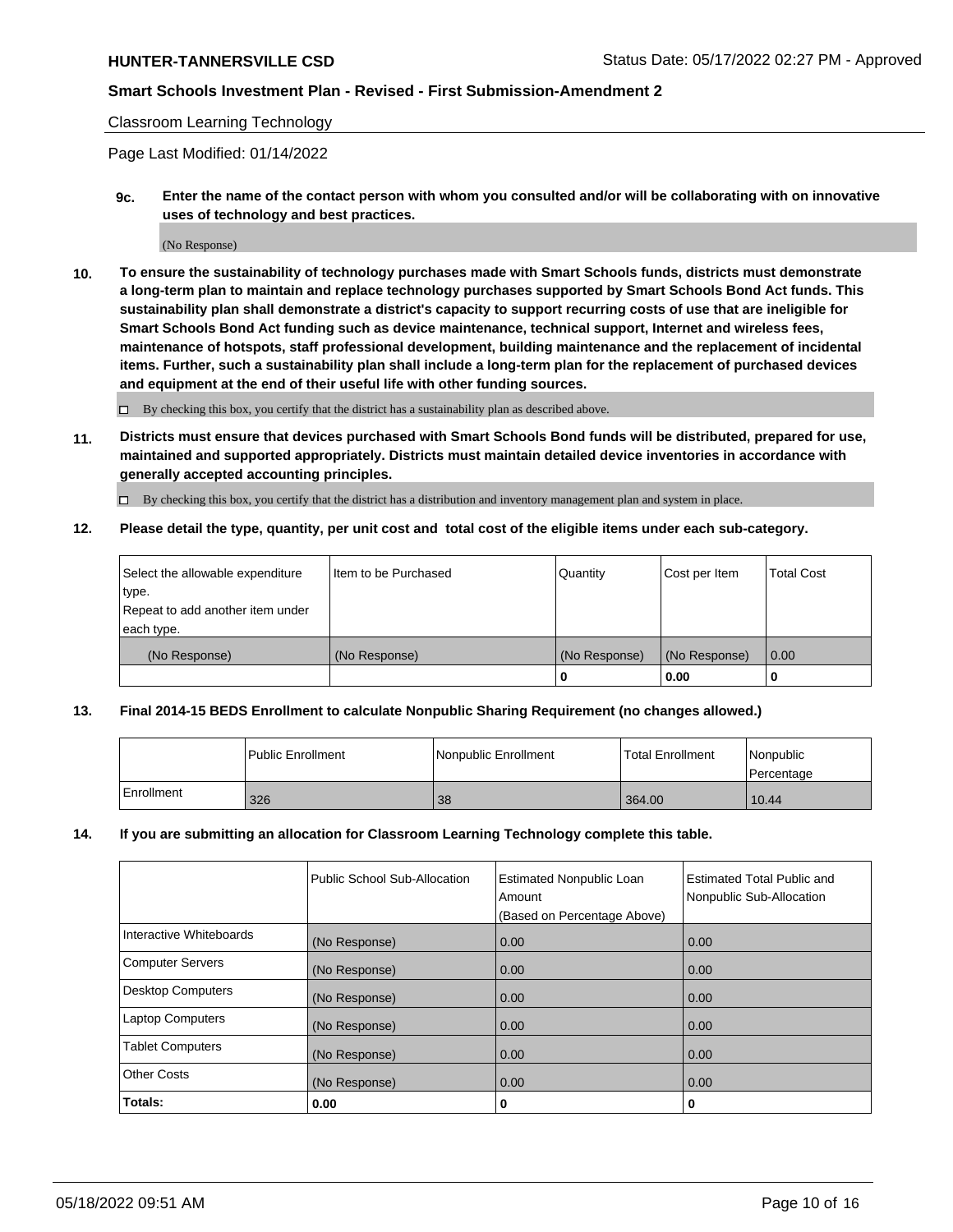Classroom Learning Technology

Page Last Modified: 01/14/2022

**9c. Enter the name of the contact person with whom you consulted and/or will be collaborating with on innovative uses of technology and best practices.**

(No Response)

**10. To ensure the sustainability of technology purchases made with Smart Schools funds, districts must demonstrate a long-term plan to maintain and replace technology purchases supported by Smart Schools Bond Act funds. This sustainability plan shall demonstrate a district's capacity to support recurring costs of use that are ineligible for Smart Schools Bond Act funding such as device maintenance, technical support, Internet and wireless fees, maintenance of hotspots, staff professional development, building maintenance and the replacement of incidental items. Further, such a sustainability plan shall include a long-term plan for the replacement of purchased devices and equipment at the end of their useful life with other funding sources.**

☐ By checking this box, you certify that the district has a sustainability plan as described above.

**11. Districts must ensure that devices purchased with Smart Schools Bond funds will be distributed, prepared for use, maintained and supported appropriately. Districts must maintain detailed device inventories in accordance with generally accepted accounting principles.**

☐ By checking this box, you certify that the district has a distribution and inventory management plan and system in place.

**12. Please detail the type, quantity, per unit cost and total cost of the eligible items under each sub-category.**

| Select the allowable expenditure type. Repeat to add another item under each type. | Item to be Purchased | Quantity | Cost per Item | Total Cost |
|---|---|---|---|---|
| (No Response) | (No Response) | (No Response) | (No Response) | 0.00 |
| | | **0** | **0.00** | **0** |

**13. Final 2014-15 BEDS Enrollment to calculate Nonpublic Sharing Requirement (no changes allowed.)**

| | Public Enrollment | Nonpublic Enrollment | Total Enrollment | Nonpublic Percentage |
|---|---|---|---|---|
| Enrollment | 326 | 38 | 364.00 | 10.44 |

**14. If you are submitting an allocation for Classroom Learning Technology complete this table.**

| | Public School Sub-Allocation | Estimated Nonpublic Loan Amount (Based on Percentage Above) | Estimated Total Public and Nonpublic Sub-Allocation |
|---|---|---|---|
| Interactive Whiteboards | (No Response) | 0.00 | 0.00 |
| Computer Servers | (No Response) | 0.00 | 0.00 |
| Desktop Computers | (No Response) | 0.00 | 0.00 |
| Laptop Computers | (No Response) | 0.00 | 0.00 |
| Tablet Computers | (No Response) | 0.00 | 0.00 |
| Other Costs | (No Response) | 0.00 | 0.00 |
| **Totals:** | **0.00** | **0** | **0** |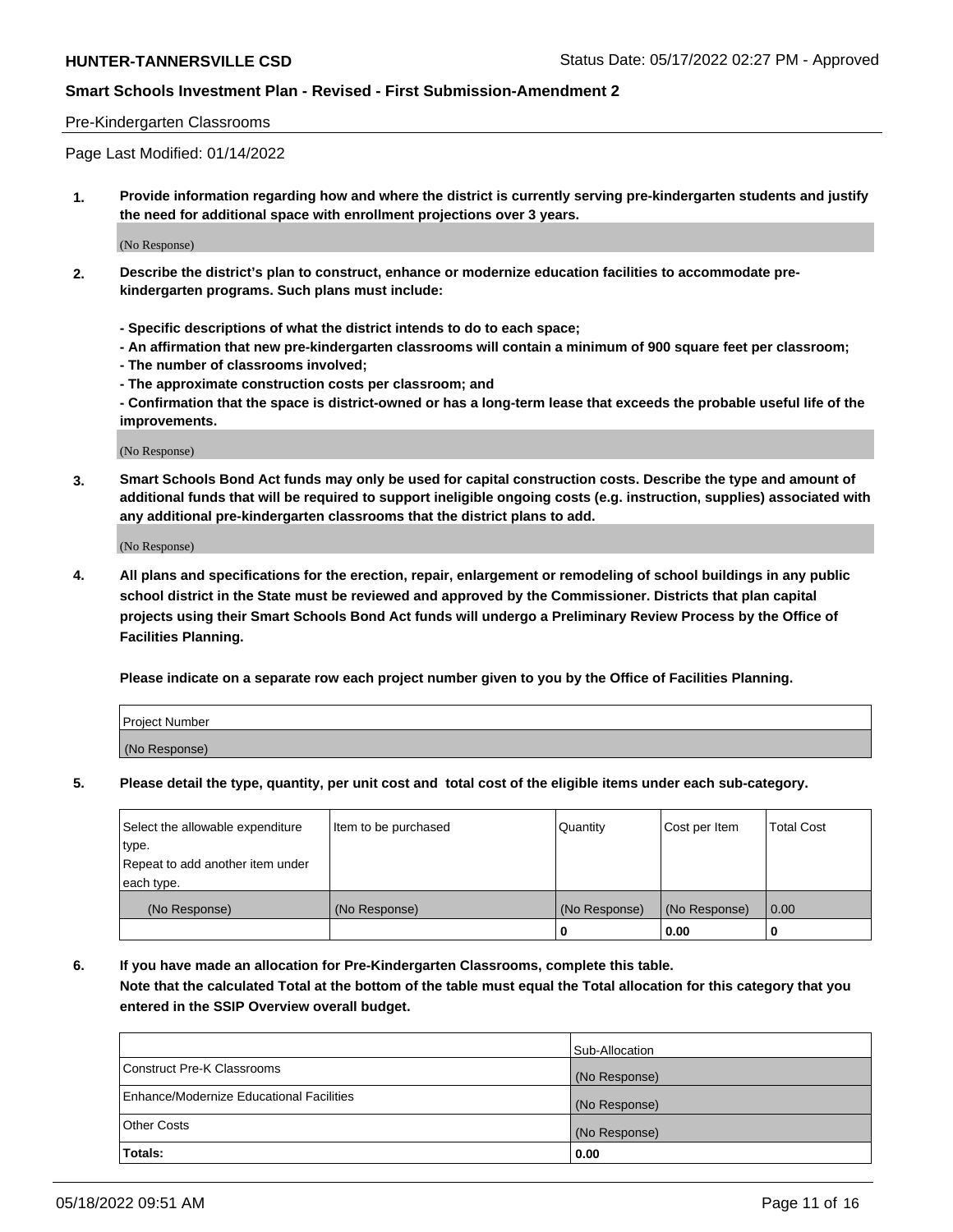Pre-Kindergarten Classrooms

Page Last Modified: 01/14/2022

**1. Provide information regarding how and where the district is currently serving pre-kindergarten students and justify the need for additional space with enrollment projections over 3 years.**

(No Response)

**2. Describe the district's plan to construct, enhance or modernize education facilities to accommodate pre-kindergarten programs. Such plans must include:**

**- Specific descriptions of what the district intends to do to each space;**
**- An affirmation that new pre-kindergarten classrooms will contain a minimum of 900 square feet per classroom;**
**- The number of classrooms involved;**
**- The approximate construction costs per classroom; and**
**- Confirmation that the space is district-owned or has a long-term lease that exceeds the probable useful life of the improvements.**

(No Response)

**3. Smart Schools Bond Act funds may only be used for capital construction costs. Describe the type and amount of additional funds that will be required to support ineligible ongoing costs (e.g. instruction, supplies) associated with any additional pre-kindergarten classrooms that the district plans to add.**

(No Response)

**4. All plans and specifications for the erection, repair, enlargement or remodeling of school buildings in any public school district in the State must be reviewed and approved by the Commissioner. Districts that plan capital projects using their Smart Schools Bond Act funds will undergo a Preliminary Review Process by the Office of Facilities Planning.**

**Please indicate on a separate row each project number given to you by the Office of Facilities Planning.**

| Project Number |
| --- |
| (No Response) |

**5. Please detail the type, quantity, per unit cost and total cost of the eligible items under each sub-category.**

| Select the allowable expenditure type. Repeat to add another item under each type. | Item to be purchased | Quantity | Cost per Item | Total Cost |
| --- | --- | --- | --- | --- |
| (No Response) | (No Response) | (No Response) | (No Response) | 0.00 |
| | | 0 | 0.00 | 0 |

**6. If you have made an allocation for Pre-Kindergarten Classrooms, complete this table.**
**Note that the calculated Total at the bottom of the table must equal the Total allocation for this category that you entered in the SSIP Overview overall budget.**

| | Sub-Allocation |
| --- | --- |
| Construct Pre-K Classrooms | (No Response) |
| Enhance/Modernize Educational Facilities | (No Response) |
| Other Costs | (No Response) |
| **Totals:** | **0.00** |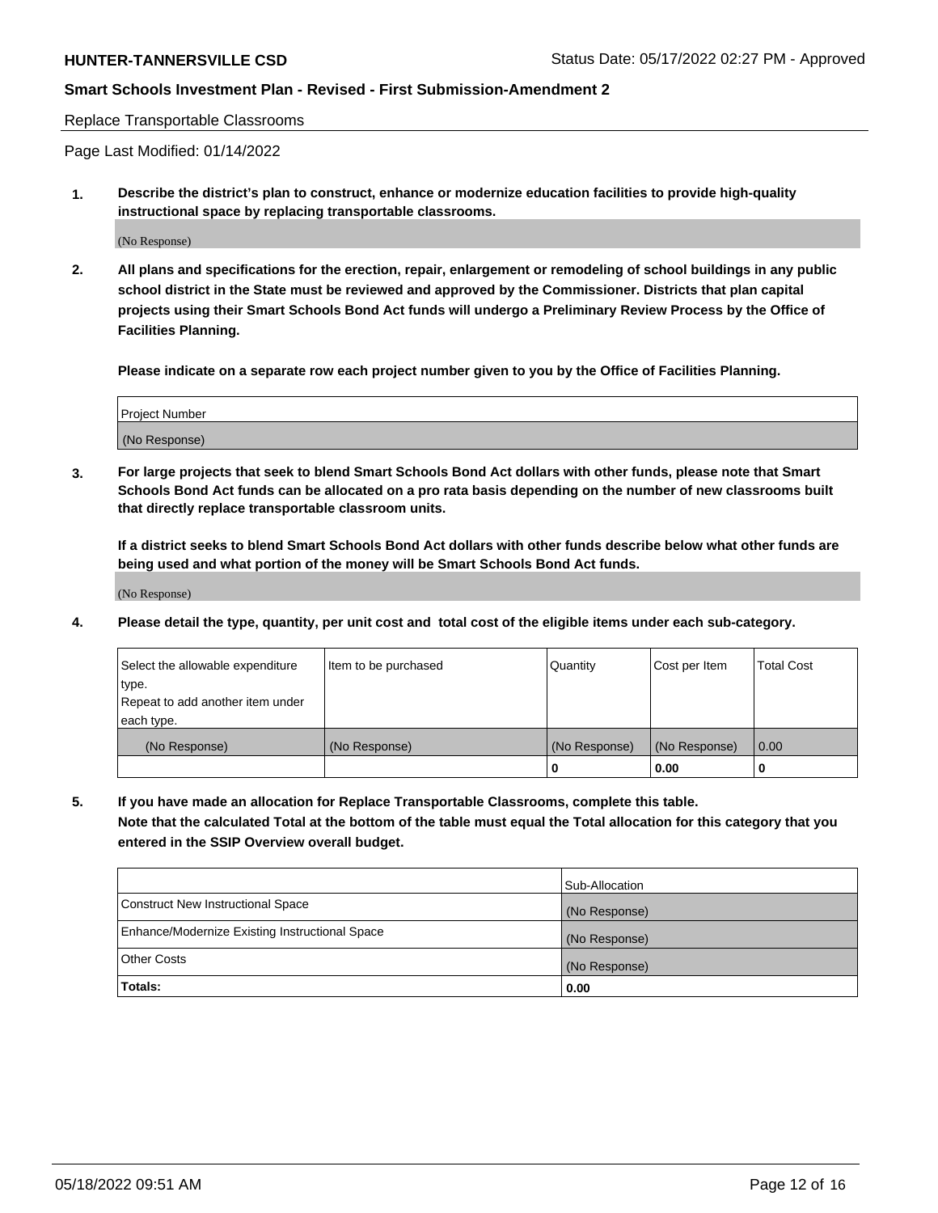Replace Transportable Classrooms

Page Last Modified: 01/14/2022

**1. Describe the district's plan to construct, enhance or modernize education facilities to provide high-quality instructional space by replacing transportable classrooms.**

(No Response)

**2. All plans and specifications for the erection, repair, enlargement or remodeling of school buildings in any public school district in the State must be reviewed and approved by the Commissioner. Districts that plan capital projects using their Smart Schools Bond Act funds will undergo a Preliminary Review Process by the Office of Facilities Planning.**

**Please indicate on a separate row each project number given to you by the Office of Facilities Planning.**

| Project Number |
| --- |
| (No Response) |

**3. For large projects that seek to blend Smart Schools Bond Act dollars with other funds, please note that Smart Schools Bond Act funds can be allocated on a pro rata basis depending on the number of new classrooms built that directly replace transportable classroom units.**

**If a district seeks to blend Smart Schools Bond Act dollars with other funds describe below what other funds are being used and what portion of the money will be Smart Schools Bond Act funds.**

(No Response)

**4. Please detail the type, quantity, per unit cost and total cost of the eligible items under each sub-category.**

| Select the allowable expenditure type. Repeat to add another item under each type. | Item to be purchased | Quantity | Cost per Item | Total Cost |
| --- | --- | --- | --- | --- |
| (No Response) | (No Response) | (No Response) | (No Response) | 0.00 |
| | | 0 | 0.00 | 0 |

**5. If you have made an allocation for Replace Transportable Classrooms, complete this table. Note that the calculated Total at the bottom of the table must equal the Total allocation for this category that you entered in the SSIP Overview overall budget.**

| | Sub-Allocation |
| --- | --- |
| Construct New Instructional Space | (No Response) |
| Enhance/Modernize Existing Instructional Space | (No Response) |
| Other Costs | (No Response) |
| **Totals:** | 0.00 |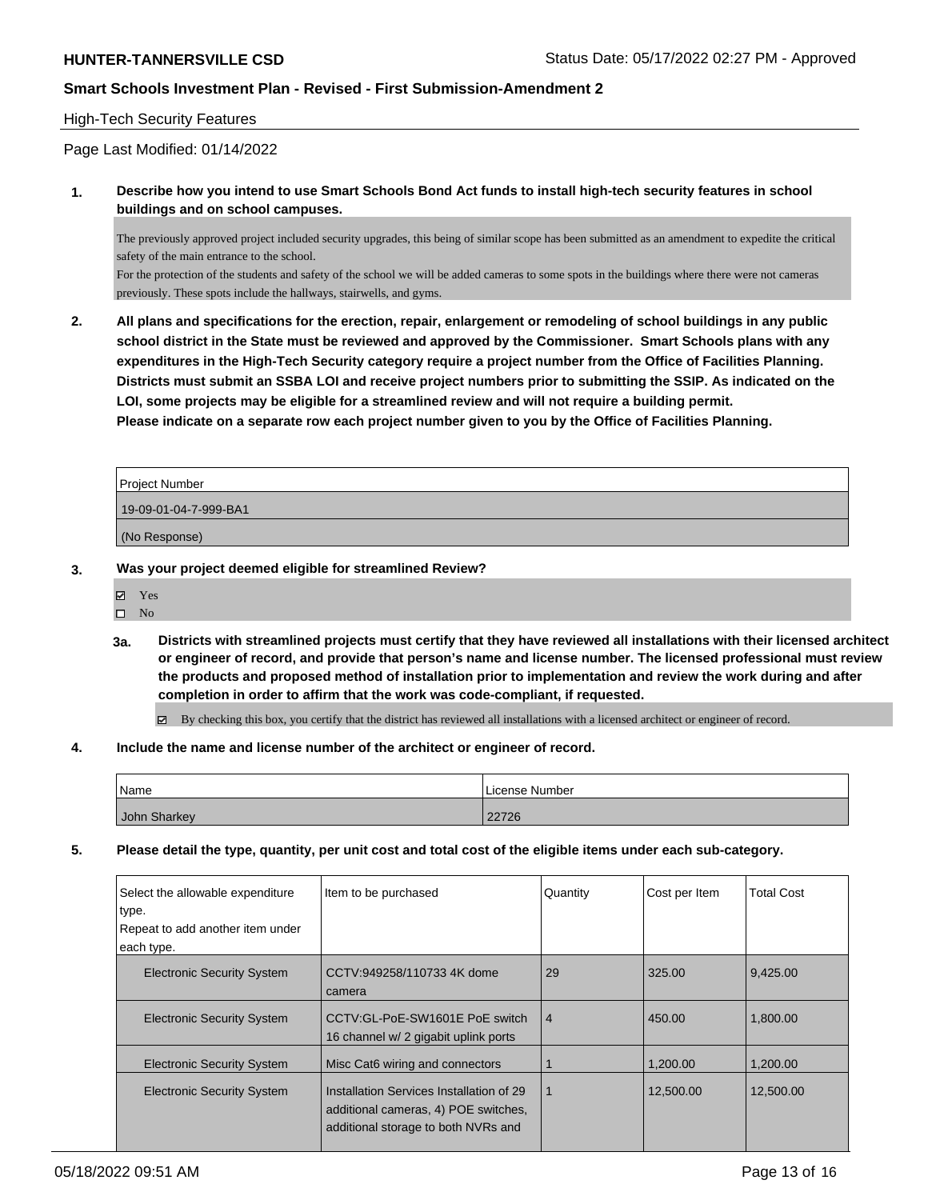High-Tech Security Features

Page Last Modified: 01/14/2022

**1. Describe how you intend to use Smart Schools Bond Act funds to install high-tech security features in school buildings and on school campuses.**

The previously approved project included security upgrades, this being of similar scope has been submitted as an amendment to expedite the critical safety of the main entrance to the school.
For the protection of the students and safety of the school we will be added cameras to some spots in the buildings where there were not cameras previously. These spots include the hallways, stairwells, and gyms.

**2. All plans and specifications for the erection, repair, enlargement or remodeling of school buildings in any public school district in the State must be reviewed and approved by the Commissioner. Smart Schools plans with any expenditures in the High-Tech Security category require a project number from the Office of Facilities Planning. Districts must submit an SSBA LOI and receive project numbers prior to submitting the SSIP. As indicated on the LOI, some projects may be eligible for a streamlined review and will not require a building permit.**
**Please indicate on a separate row each project number given to you by the Office of Facilities Planning.**

| Project Number |
| --- |
| 19-09-01-04-7-999-BA1 |
| (No Response) |

**3. Was your project deemed eligible for streamlined Review?**

- ☑ Yes
- ☐ No

**3a. Districts with streamlined projects must certify that they have reviewed all installations with their licensed architect or engineer of record, and provide that person's name and license number. The licensed professional must review the products and proposed method of installation prior to implementation and review the work during and after completion in order to affirm that the work was code-compliant, if requested.**

- ☑ By checking this box, you certify that the district has reviewed all installations with a licensed architect or engineer of record.

**4. Include the name and license number of the architect or engineer of record.**

| Name | License Number |
| --- | --- |
| John Sharkey | 22726 |

**5. Please detail the type, quantity, per unit cost and total cost of the eligible items under each sub-category.**

| Select the allowable expenditure type. Repeat to add another item under each type. | Item to be purchased | Quantity | Cost per Item | Total Cost |
| --- | --- | --- | --- | --- |
| Electronic Security System | CCTV:949258/110733 4K dome camera | 29 | 325.00 | 9,425.00 |
| Electronic Security System | CCTV:GL-PoE-SW1601E PoE switch 16 channel w/ 2 gigabit uplink ports | 4 | 450.00 | 1,800.00 |
| Electronic Security System | Misc Cat6 wiring and connectors | 1 | 1,200.00 | 1,200.00 |
| Electronic Security System | Installation Services Installation of 29 additional cameras, 4) POE switches, additional storage to both NVRs and | 1 | 12,500.00 | 12,500.00 |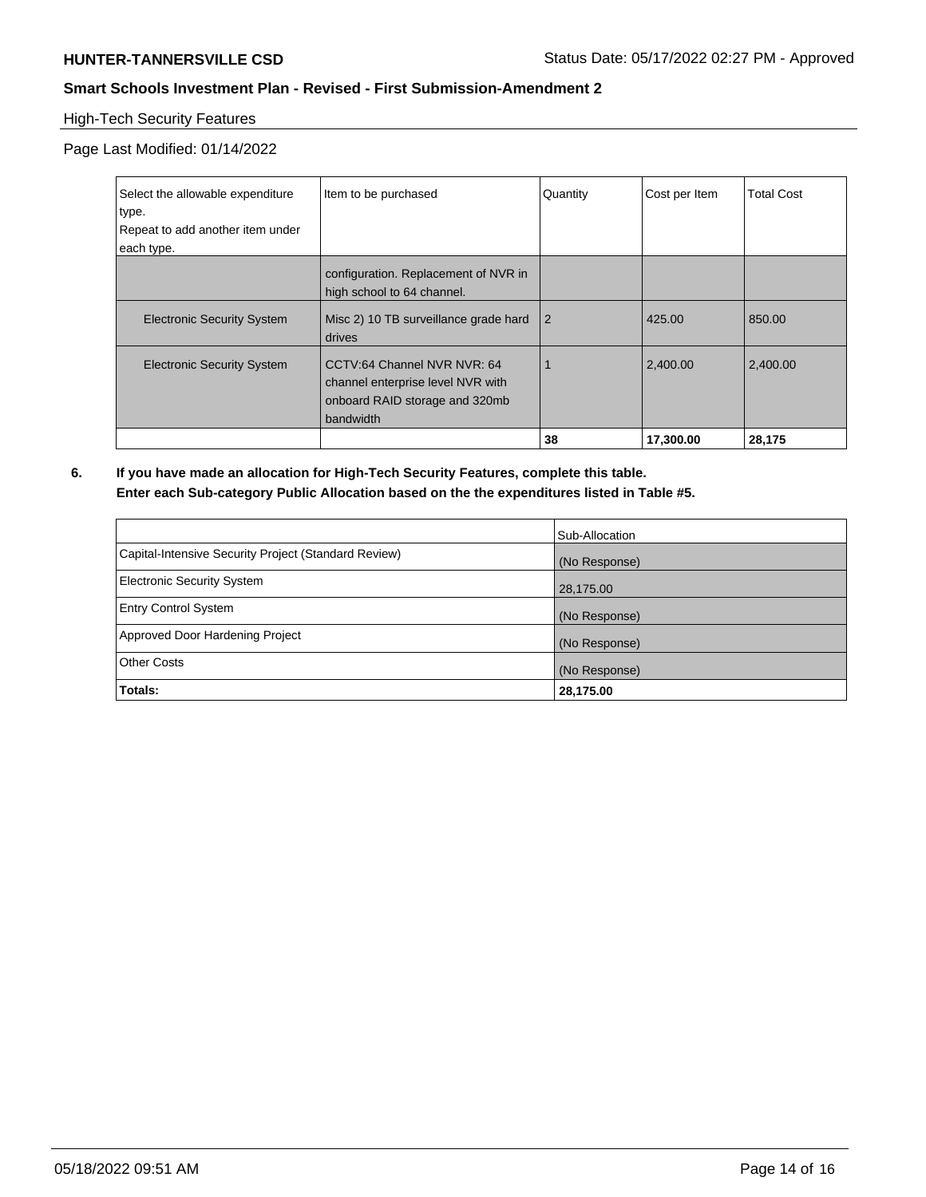High-Tech Security Features

Page Last Modified: 01/14/2022

| Select the allowable expenditure type. Repeat to add another item under each type. | Item to be purchased | Quantity | Cost per Item | Total Cost |
|---|---|---|---|---|
| | configuration. Replacement of NVR in high school to 64 channel. | | | |
| Electronic Security System | Misc 2) 10 TB surveillance grade hard drives | 2 | 425.00 | 850.00 |
| Electronic Security System | CCTV:64 Channel NVR NVR: 64 channel enterprise level NVR with onboard RAID storage and 320mb bandwidth | 1 | 2,400.00 | 2,400.00 |
| | | **38** | **17,300.00** | **28,175** |

**6. If you have made an allocation for High-Tech Security Features, complete this table. Enter each Sub-category Public Allocation based on the the expenditures listed in Table #5.**

| | Sub-Allocation |
|---|---|
| Capital-Intensive Security Project (Standard Review) | (No Response) |
| Electronic Security System | 28,175.00 |
| Entry Control System | (No Response) |
| Approved Door Hardening Project | (No Response) |
| Other Costs | (No Response) |
| **Totals:** | **28,175.00** |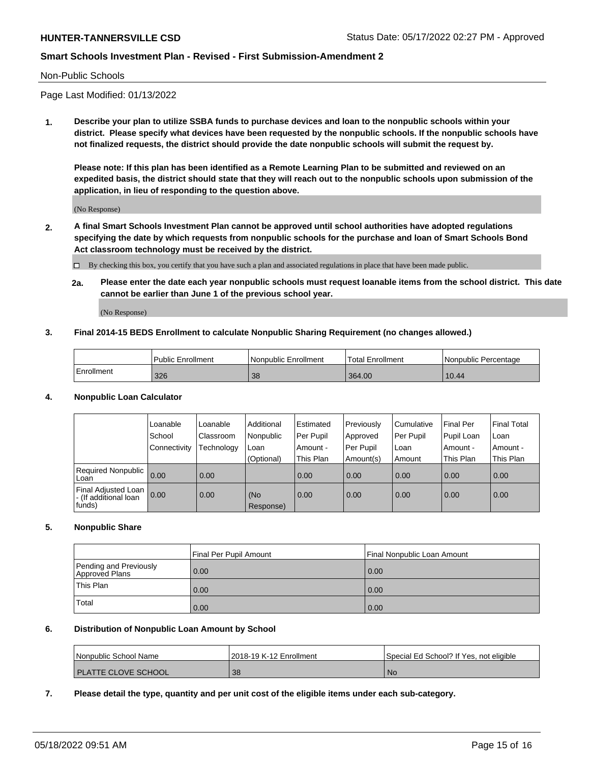Non-Public Schools

Page Last Modified: 01/13/2022

**1. Describe your plan to utilize SSBA funds to purchase devices and loan to the nonpublic schools within your district. Please specify what devices have been requested by the nonpublic schools. If the nonpublic schools have not finalized requests, the district should provide the date nonpublic schools will submit the request by.**

**Please note: If this plan has been identified as a Remote Learning Plan to be submitted and reviewed on an expedited basis, the district should state that they will reach out to the nonpublic schools upon submission of the application, in lieu of responding to the question above.**

(No Response)

**2. A final Smart Schools Investment Plan cannot be approved until school authorities have adopted regulations specifying the date by which requests from nonpublic schools for the purchase and loan of Smart Schools Bond Act classroom technology must be received by the district.**

☐ By checking this box, you certify that you have such a plan and associated regulations in place that have been made public.

**2a. Please enter the date each year nonpublic schools must request loanable items from the school district. This date cannot be earlier than June 1 of the previous school year.**

(No Response)

**3. Final 2014-15 BEDS Enrollment to calculate Nonpublic Sharing Requirement (no changes allowed.)**

| | Public Enrollment | Nonpublic Enrollment | Total Enrollment | Nonpublic Percentage |
|---|---|---|---|---|
| Enrollment | 326 | 38 | 364.00 | 10.44 |

**4. Nonpublic Loan Calculator**

| | Loanable School Connectivity | Loanable Classroom Technology | Additional Nonpublic Loan (Optional) | Estimated Per Pupil Amount - This Plan | Previously Approved Per Pupil Amount(s) | Cumulative Per Pupil Loan Amount | Final Per Pupil Loan Amount - This Plan | Final Total Loan Amount - This Plan |
|---|---|---|---|---|---|---|---|---|
| Required Nonpublic Loan | 0.00 | 0.00 | | 0.00 | 0.00 | 0.00 | 0.00 | 0.00 |
| Final Adjusted Loan - (If additional loan funds) | 0.00 | 0.00 | (No Response) | 0.00 | 0.00 | 0.00 | 0.00 | 0.00 |

**5. Nonpublic Share**

| | Final Per Pupil Amount | Final Nonpublic Loan Amount |
|---|---|---|
| Pending and Previously Approved Plans | 0.00 | 0.00 |
| This Plan | 0.00 | 0.00 |
| Total | 0.00 | 0.00 |

**6. Distribution of Nonpublic Loan Amount by School**

| Nonpublic School Name | 2018-19 K-12 Enrollment | Special Ed School? If Yes, not eligible |
|---|---|---|
| PLATTE CLOVE SCHOOL | 38 | No |

**7. Please detail the type, quantity and per unit cost of the eligible items under each sub-category.**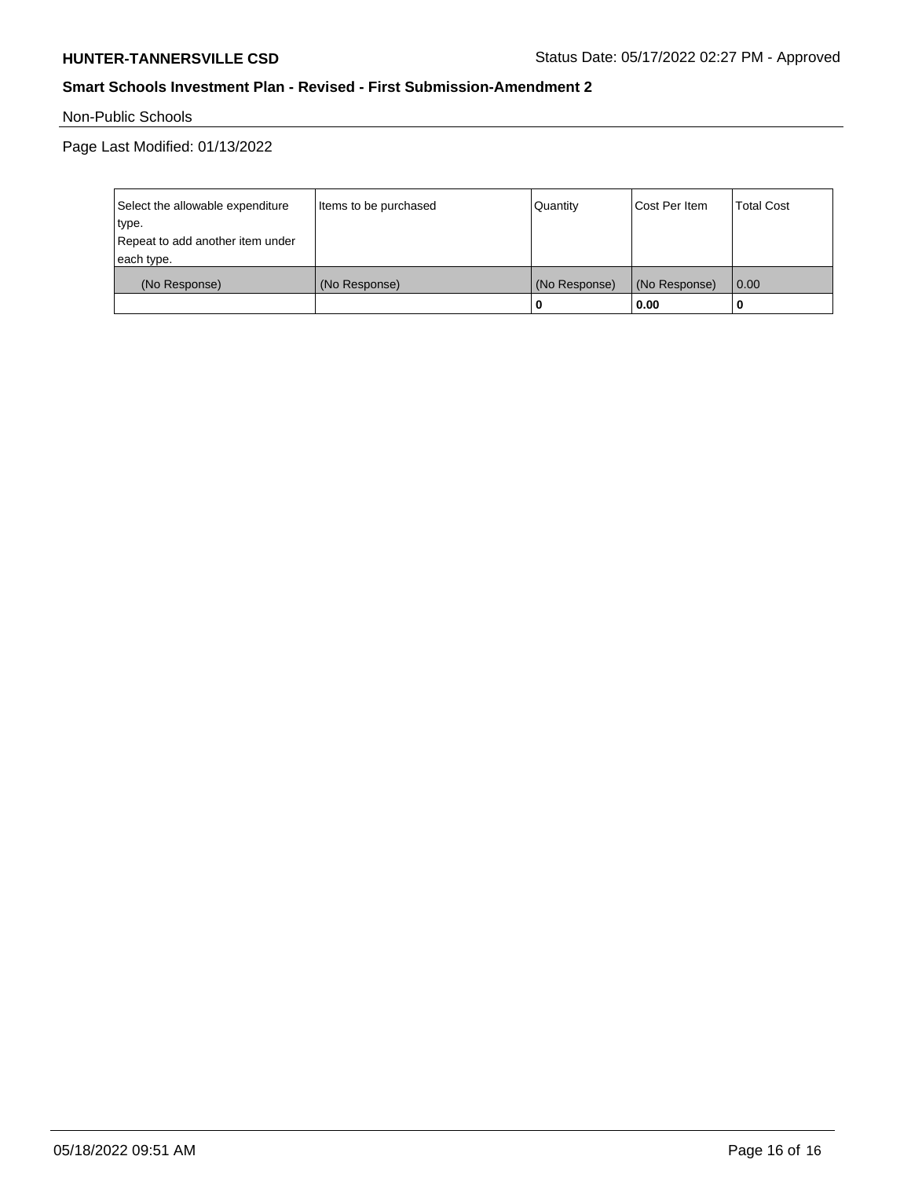Non-Public Schools

Page Last Modified: 01/13/2022

| Select the allowable expenditure type. Repeat to add another item under each type. | Items to be purchased | Quantity | Cost Per Item | Total Cost |
|---|---|---|---|---|
| (No Response) | (No Response) | (No Response) | (No Response) | 0.00 |
| | | **0** | **0.00** | **0** |